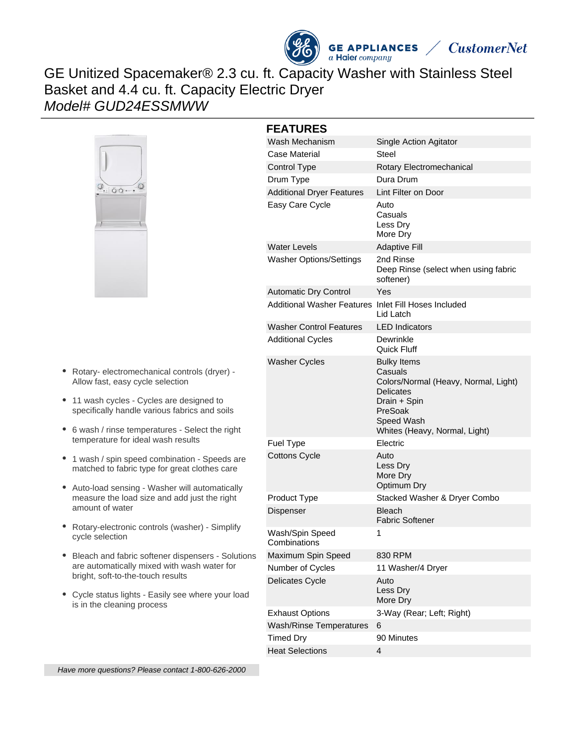# GE Unitized Spacemaker® 2.3 cu. ft. Capacity Washer with Stainless Steel Basket and 4.4 cu. ft. Capacity Electric Dryer

*Model# GUD24ESSMWW*

- Rotary- electromechanical controls (dryer) - Allow fast, easy cycle selection
- 11 wash cycles - Cycles are designed to specifically handle various fabrics and soils
- 6 wash / rinse temperatures - Select the right temperature for ideal wash results
- 1 wash / spin speed combination - Speeds are matched to fabric type for great clothes care
- Auto-load sensing - Washer will automatically measure the load size and add just the right amount of water
- Rotary-electronic controls (washer) - Simplify cycle selection
- Bleach and fabric softener dispensers - Solutions are automatically mixed with wash water for bright, soft-to-the-touch results
- Cycle status lights - Easily see where your load is in the cleaning process

*Have more questions? Please contact 1-800-626-2000*

## FEATURES

| | |
|---|---|
| Wash Mechanism | Single Action Agitator |
| Case Material | Steel |
| Control Type | Rotary Electromechanical |
| Drum Type | Dura Drum |
| Additional Dryer Features | Lint Filter on Door |
| Easy Care Cycle | Auto<br>Casuals<br>Less Dry<br>More Dry |
| Water Levels | Adaptive Fill |
| Washer Options/Settings | 2nd Rinse<br>Deep Rinse (select when using fabric softener) |
| Automatic Dry Control | Yes |
| Additional Washer Features | Inlet Fill Hoses Included<br>Lid Latch |
| Washer Control Features | LED Indicators |
| Additional Cycles | Dewrinkle<br>Quick Fluff |
| Washer Cycles | Bulky Items<br>Casuals<br>Colors/Normal (Heavy, Normal, Light)<br>Delicates<br>Drain + Spin<br>PreSoak<br>Speed Wash<br>Whites (Heavy, Normal, Light) |
| Fuel Type | Electric |
| Cottons Cycle | Auto<br>Less Dry<br>More Dry<br>Optimum Dry |
| Product Type | Stacked Washer & Dryer Combo |
| Dispenser | Bleach<br>Fabric Softener |
| Wash/Spin Speed Combinations | 1 |
| Maximum Spin Speed | 830 RPM |
| Number of Cycles | 11 Washer/4 Dryer |
| Delicates Cycle | Auto<br>Less Dry<br>More Dry |
| Exhaust Options | 3-Way (Rear; Left; Right) |
| Wash/Rinse Temperatures | 6 |
| Timed Dry | 90 Minutes |
| Heat Selections | 4 |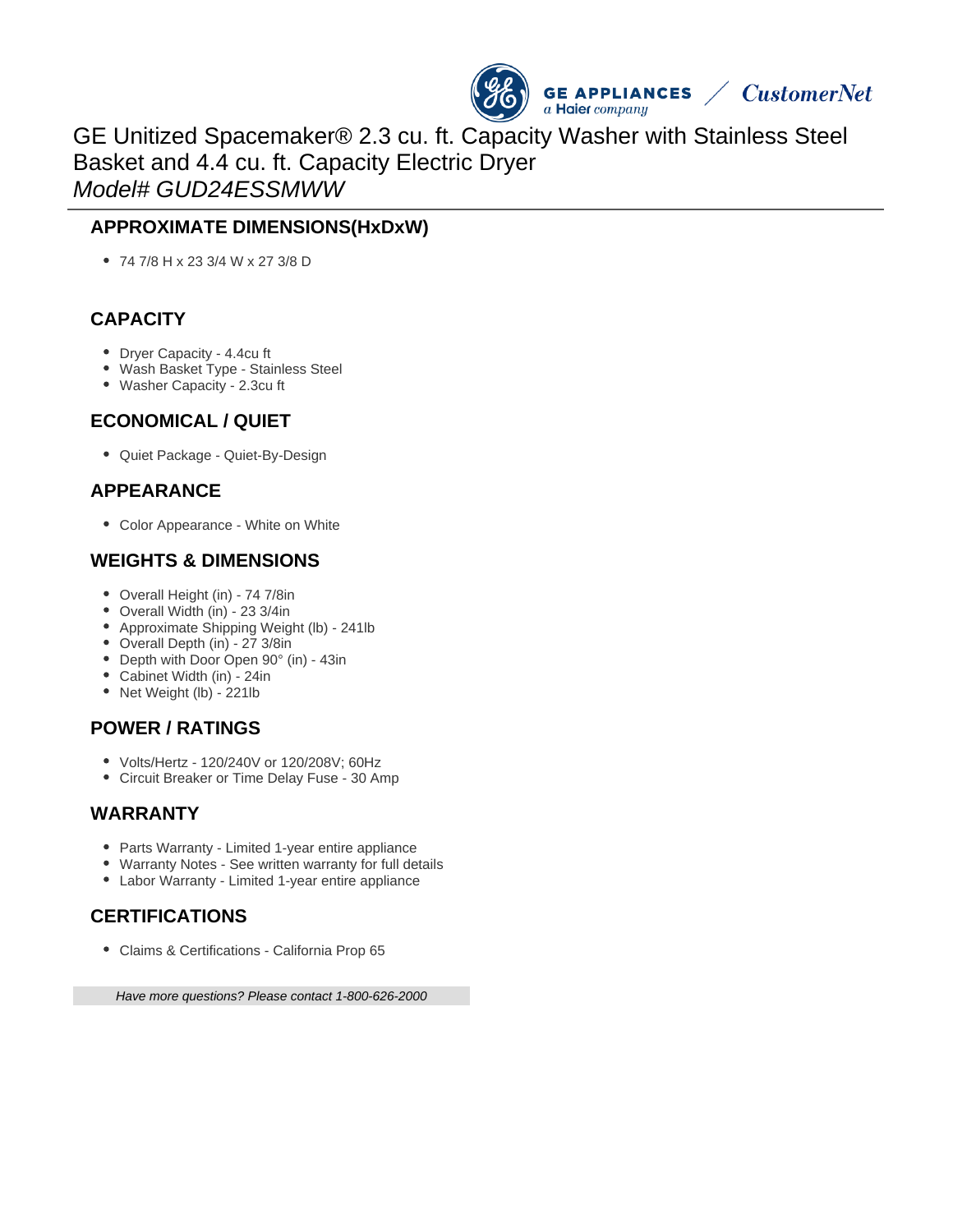# GE Unitized Spacemaker® 2.3 cu. ft. Capacity Washer with Stainless Steel Basket and 4.4 cu. ft. Capacity Electric Dryer

*Model# GUD24ESSMWW*

## APPROXIMATE DIMENSIONS(HxDxW)

- 74 7/8 H x 23 3/4 W x 27 3/8 D

## CAPACITY

- Dryer Capacity - 4.4cu ft
- Wash Basket Type - Stainless Steel
- Washer Capacity - 2.3cu ft

## ECONOMICAL / QUIET

- Quiet Package - Quiet-By-Design

## APPEARANCE

- Color Appearance - White on White

## WEIGHTS & DIMENSIONS

- Overall Height (in) - 74 7/8in
- Overall Width (in) - 23 3/4in
- Approximate Shipping Weight (lb) - 241lb
- Overall Depth (in) - 27 3/8in
- Depth with Door Open 90° (in) - 43in
- Cabinet Width (in) - 24in
- Net Weight (lb) - 221lb

## POWER / RATINGS

- Volts/Hertz - 120/240V or 120/208V; 60Hz
- Circuit Breaker or Time Delay Fuse - 30 Amp

## WARRANTY

- Parts Warranty - Limited 1-year entire appliance
- Warranty Notes - See written warranty for full details
- Labor Warranty - Limited 1-year entire appliance

## CERTIFICATIONS

- Claims & Certifications - California Prop 65

*Have more questions? Please contact 1-800-626-2000*